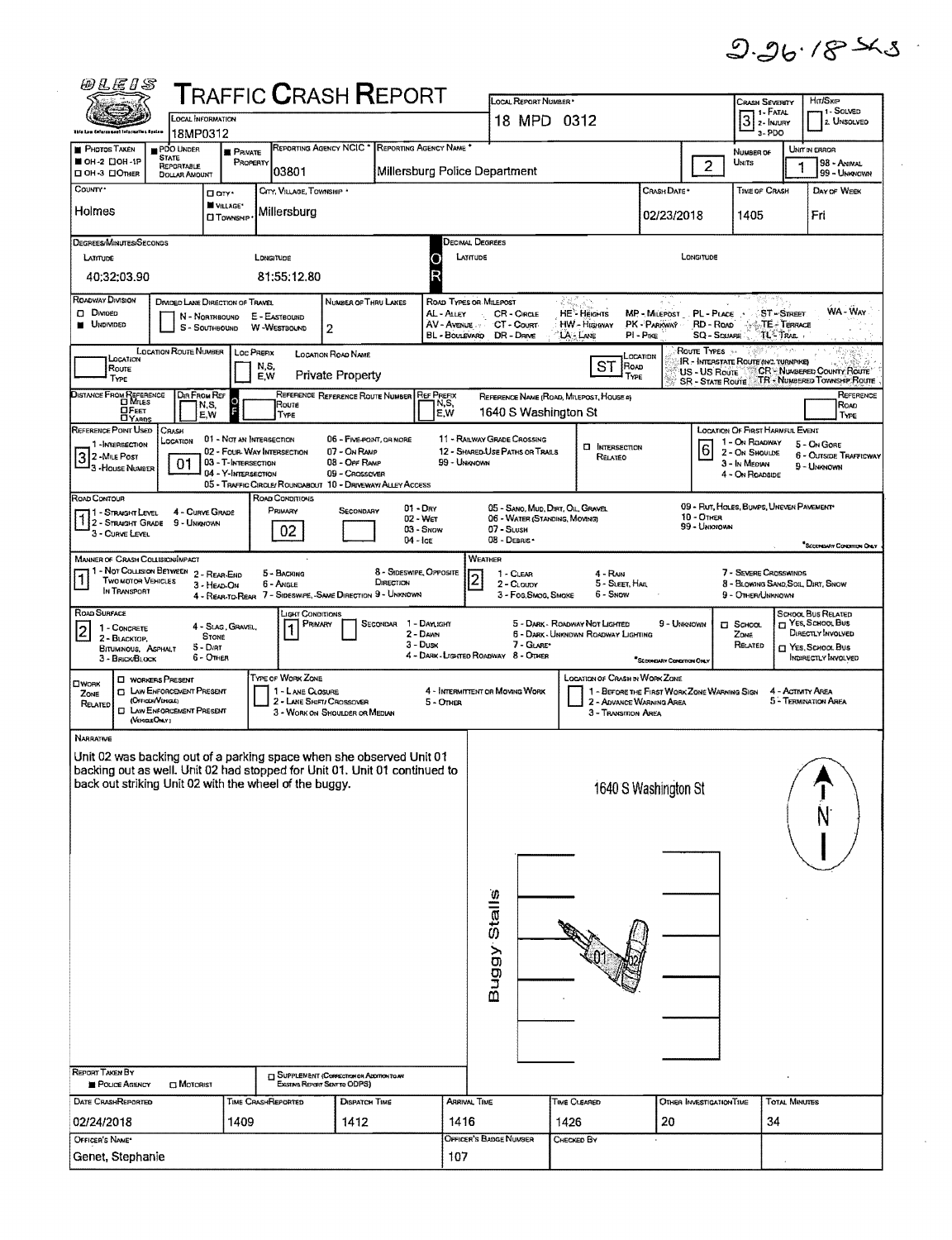2-26-18 SKS

# TRAFFIC CRASH REPORT

| Field | Value |
|---|---|
| Local Information | 18MP0312 |
| Local Report Number | 18 MPD 0312 |
| Crash Severity | 3 (1 - Fatal, 2 - Injury, 3 - PDO) |
| Hit/Skip | 1 - Solved, 2 - Unsolved |
| Photos Taken | OH-2 |
| PDO Under State Reportable Dollar Amount | Yes |
| Private Property | Yes |
| Reporting Agency NCIC | 03801 |
| Reporting Agency Name | Millersburg Police Department |
| Number of Units | 2 |
| Unit in Error | 1 (98 - Animal, 99 - Unknown) |
| County | Holmes |
| City, Village, Township | Village - Millersburg |
| Crash Date | 02/23/2018 |
| Time of Crash | 1405 |
| Day of Week | Fri |

**Degrees/Minutes/Seconds**

| Latitude | Longitude |
|---|---|
| 40:32:03.90 | 81:55:12.80 |

| Field | Value |
|---|---|
| Roadway Division | Undivided |
| Number of Thru Lanes | 2 |
| Location Road Name | Private Property |
| Location Road Type | ST |
| Reference Name (Road, Milepost, House #) | 1640 S Washington St |
| Reference Point Used | 3 - House Number |
| Crash Location | 01 - Not an Intersection |
| Location of First Harmful Event | 6 - Outside Trafficway |
| Road Contour | 1 - Straight Level |
| Road Conditions (Primary) | 02 - Wet |
| Manner of Crash Collision/Impact | 1 - Not Collision Between Two Motor Vehicles in Transport |
| Weather | 2 - Cloudy |
| Road Surface | 2 - Blacktop, Bituminous, Asphalt |
| Light Conditions (Primary) | 1 - Daylight |

**Narrative**

Unit 02 was backing out of a parking space when she observed Unit 01 backing out as well. Unit 02 had stopped for Unit 01. Unit 01 continued to back out striking Unit 02 with the wheel of the buggy.

Diagram labels: 1640 S Washington St; Buggy Stalls; 01; 02; N

| Field | Value |
|---|---|
| Report Taken By | Police Agency |
| Date Crash Reported | 02/24/2018 |
| Time Crash Reported | 1409 |
| Dispatch Time | 1412 |
| Arrival Time | 1416 |
| Time Cleared | 1426 |
| Other Investigation Time | 20 |
| Total Minutes | 34 |
| Officer's Name | Genet, Stephanie |
| Officer's Badge Number | 107 |
| Checked By | |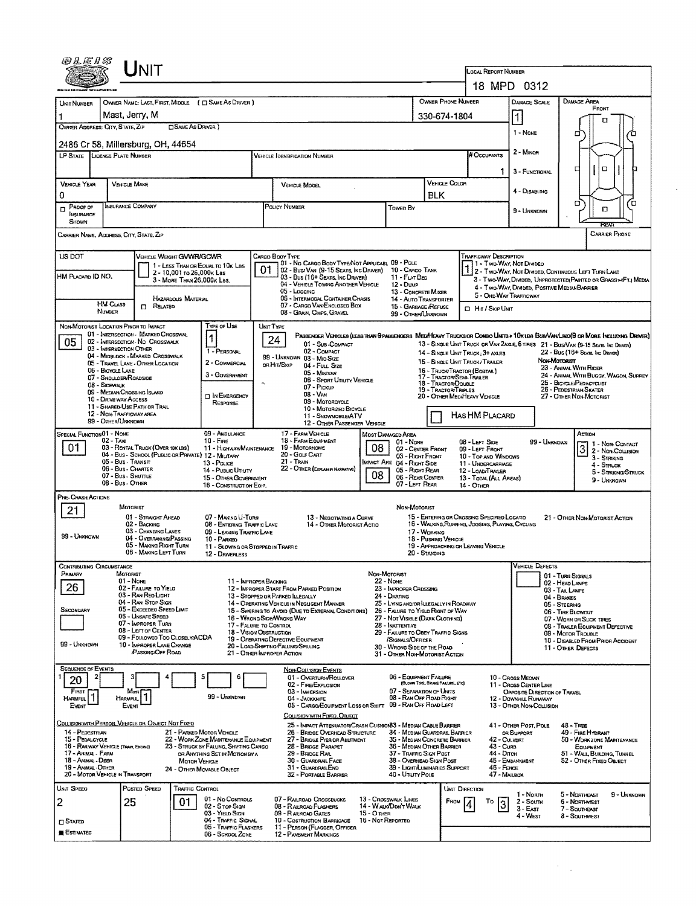# UNIT

**Local Report Number:** 18 MPD 0312

| Unit Number | Owner Name: Last, First, Middle | Owner Phone Number | Damage Scale | Damage Area |
|---|---|---|---|---|
| 1 | Mast, Jerry, M | 330-674-1804 | 1 | |

**Owner Address: City, State, Zip:** 2486 Cr 58, Millersburg, OH, 44654

Damage Scale: 1 - None; 2 - Minor; 3 - Functional; 4 - Disabling; 9 - Unknown

| LP State | License Plate Number | Vehicle Identification Number | # Occupants |
|---|---|---|---|
| | | | 1 |

| Vehicle Year | Vehicle Make | Vehicle Model | Vehicle Color |
|---|---|---|---|
| 0 | | | BLK |

| Proof of Insurance Shown | Insurance Company | Policy Number | Towed By |
|---|---|---|---|
| | | | |

Carrier Name, Address, City, State, Zip:

Carrier Phone:

US DOT:

HM Placard ID No.:

HM Class Number:

Vehicle Weight GVWR/GCWR: 1 - Less Than or Equal to 10k Lbs; 2 - 10,001 to 26,000k Lbs; 3 - More Than 26,000k Lbs.

Hazardous Material: Related

**Cargo Body Type:** 01
01 - No Cargo Body Type/Not Applicabl; 02 - Bus/Van (9-15 Seats, Inc Driver); 03 - Bus (16+ Seats, Inc Driver); 04 - Vehicle Towing Another Vehicle; 05 - Logging; 06 - Intermodal Container Chasis; 07 - Cargo Van/Enclosed Box; 08 - Grain, Chips, Gravel; 09 - Pole; 10 - Cargo Tank; 11 - Flat Bed; 12 - Dump; 13 - Concrete Mixer; 14 - Auto Transporter; 15 - Garbage/Refuse; 99 - Other/Unknown

**Trafficway Description:** 1
1 - Two-Way, Not Divided; 2 - Two-Way, Not Divided, Continuous Left Turn Lane; 3 - Two-Way, Divided, Unprotected(Painted or Grass >4Ft.) Media; 4 - Two-Way, Divided, Positive Median Barrier; 5 - One-Way Trafficway

Hit / Skip Unit

**Non-Motorist Location Prior to Impact:** 05
01 - Intersection - Marked Crosswal; 02 - Intersection - No Crosswalk; 03 - Intersection Other; 04 - Midblock - Marked Crosswalk; 05 - Travel Lane - Other Location; 06 - Bicycle Lane; 07 - Shoulder/Roadside; 08 - Sidewalk; 09 - Median/Crossing Island; 10 - Drive way Access; 11 - Shared-Use Path or Trail; 12 - Non-Trafficway Area; 99 - Other/Unknown

**Type of Use:** 1
1 - Personal; 2 - Commercial; 3 - Government; In Emergency Response

**Unit Type:** 24
Passenger Vehicles (less than 9 passengers): 01 - Sub-Compact; 02 - Compact; 99 - Unknown 03 - Mid Size; or Hit/Skip 04 - Full Size; 05 - Minivan; 06 - Sport Utility Vehicle; 07 - Pickup; 08 - Van; 09 - Motorcycle; 10 - Motorized Bicycle; 11 - Snowmobile/ATV; 12 - Other Passenger Vehicle
Med/Heavy Trucks or Combo Units > 10k lbs Bus/Van/Limo(9 or More Including Driver): 13 - Single Unit Truck or Van 2axle, 6 Tires; 14 - Single Unit Truck: 3+ Axles; 15 - Single Unit Truck / Trailer; 16 - Truck/Tractor (Bobtail); 17 - Tractor/Semi-Trailer; 18 - Tractor/Double; 19 - Tractor/Triples; 20 - Other Med/Heavy Vehicle; 21 - Bus/Van (9-15 Seats, Inc Driver); 22 - Bus (16+ Seats, Inc Driver)
Non-Motorist: 23 - Animal With Rider; 24 - Animal With Buggy, Wagon, Surrey; 25 - Bicycle/Pedacyclist; 26 - Pedestrian/Skater; 27 - Other Non-Motorist

Has HM Placard

**Special Function:** 01
01 - None; 02 - Taxi; 03 - Rental Truck (Over 10k lbs); 04 - Bus - School (Public or Private); 05 - Bus - Transit; 06 - Bus - Charter; 07 - Bus - Shuttle; 08 - Bus - Other; 09 - Ambulance; 10 - Fire; 11 - Highway/Maintenance; 12 - Military; 13 - Police; 14 - Public Utility; 15 - Other Government; 16 - Construction Eqip.; 17 - Farm Vehicle; 18 - Farm Equipment; 19 - Motorhome; 20 - Golf Cart; 21 - Train; 22 - Other (Explain in Narrative)

**Most Damaged Area:** 08
**Impact Area:** 08
01 - None; 02 - Center Front; 03 - Right Front; 04 - Right Side; 05 - Right Rear; 06 - Rear Center; 07 - Left Rear; 08 - Left Side; 09 - Left Front; 10 - Top and Windows; 11 - Undercarriage; 12 - Load/Trailer; 13 - Total (All Areas); 14 - Other; 99 - Unknown

**Action:** 3
1 - Non-Contact; 2 - Non-Collision; 3 - Striking; 4 - Struck; 5 - Striking/Struck; 9 - Unknown

**Pre-Crash Actions:** 21
Motorist: 01 - Straight Ahead; 02 - Backing; 03 - Changing Lanes; 04 - Overtaking/Passing; 05 - Making Right Turn; 06 - Making Left Turn; 07 - Making U-Turn; 08 - Entering Traffic Lane; 09 - Leaving Traffic Lane; 10 - Parked; 11 - Slowing or Stopped in Traffic; 12 - Driverless; 13 - Negotiating a Curve; 14 - Other Motorist Actio
Non-Motorist: 15 - Entering or Crossing Specified Locatio; 16 - Walking, Running, Jogging, Playing, Cycling; 17 - Working; 18 - Pushing Vehicle; 19 - Approaching or Leaving Vehicle; 20 - Standing; 21 - Other Non-Motorist Action
99 - Unknown

**Contributing Circumstance**
Primary: 26
Secondary:
Motorist: 01 - None; 02 - Failure to Yield; 03 - Ran Red Light; 04 - Ran Stop Sign; 05 - Exceeded Speed Limit; 06 - Unsafe Speed; 07 - Improper Turn; 08 - Left of Center; 09 - Followed Too Closely/ACDA; 10 - Improper Lane Change /Passing/Off Road; 11 - Improper Backing; 12 - Improper Start From Parked Position; 13 - Stopped or Parked Illegally; 14 - Operating Vehicle in Negligent Manner; 15 - Swering to Avoid (Due to External Conditions); 16 - Wrong Side/Wrong Way; 17 - Failure to Control; 18 - Vision Obstruction; 19 - Operating Defective Equipment; 20 - Load Shifting/Falling/Spilling; 21 - Other Improper Action
Non-Motorist: 22 - None; 23 - Improper Crossing; 24 - Darting; 25 - Lying and/or Illegally in Roadway; 26 - Failure to Yield Right of Way; 27 - Not Visible (Dark Clothing); 28 - Inattentive; 29 - Failure to Obey Traffic Signs /Signals/Officer; 30 - Wrong Side of the Road; 31 - Other Non-Motorist Action
99 - Unknown

**Vehicle Defects:** 01 - Turn Signals; 02 - Head Lamps; 03 - Tail Lamps; 04 - Brakes; 05 - Steering; 06 - Tire Blowout; 07 - Worn or Slick Tires; 08 - Trailer Equipment Defective; 09 - Motor Trouble; 10 - Disabled From Prior Accident; 11 - Other Defects

**Sequence of Events:** 1: 20; 2: ; 3: ; 4: ; 5: ; 6:
First Harmful Event: 1; Most Harmful Event: 1
99 - Unknown

Non-Collision Events: 01 - Overturn/Rollover; 02 - Fire/Explosion; 03 - Immersion; 04 - Jackknife; 05 - Cargo/Equipment Loss or Shift; 06 - Equipment Failure (Blown Tire, Brake Failure, etc); 07 - Separation of Units; 08 - Ran Off Road Right; 09 - Ran Off Road Left; 10 - Cross Median; 11 - Cross Center Line Opposite Direction of Travel; 12 - Downhill Runaway; 13 - Other Non-Collision

Collision with Person, Vehicle or Object Not Fixed: 14 - Pedestrian; 15 - Pedalcycle; 16 - Railway Vehicle (Train, Engine); 17 - Animal - Farm; 18 - Animal - Deer; 19 - Animal - Other; 20 - Motor Vehicle in Transport; 21 - Parked Motor Vehicle; 22 - Work Zone Maintenance Equipment; 23 - Struck by Falling, Shifting Cargo or Anything Set in Motion by a Motor Vehicle; 24 - Other Movable Object

Collision with Fixed, Object: 25 - Impact Attenuator/Crash Cushion; 26 - Bridge Overhead Structure; 27 - Bridge Pier or Abutment; 28 - Bridge Parapet; 29 - Bridge Rail; 30 - Guardrail Face; 31 - Guardrail End; 32 - Portable Barrier; 33 - Median Cable Barrier; 34 - Median Guardrail Barrier; 35 - Median Concrete Barrier; 36 - Median Other Barrier; 37 - Traffic Sign Post; 38 - Overhead Sign Post; 39 - Light/Luminaries Support; 40 - Utility Pole; 41 - Other Post, Pole or Support; 42 - Culvert; 43 - Curb; 44 - Ditch; 45 - Embankment; 46 - Fence; 47 - Mailbox; 48 - Tree; 49 - Fire Hydrant; 50 - Work Zone Maintenance Equipment; 51 - Wall, Building, Tunnel; 52 - Other Fixed Object

| Unit Speed | Posted Speed | Traffic Control | Unit Direction From | Unit Direction To |
|---|---|---|---|---|
| 2 | 25 | 01 | 4 | 3 |

Estimated

Traffic Control: 01 - No Controls; 02 - Stop Sign; 03 - Yield Sign; 04 - Traffic Signal; 05 - Traffic Flashers; 06 - School Zone; 07 - Railroad Crossbucks; 08 - Railroad Flashers; 09 - Railroad Gates; 10 - Costruction Barricade; 11 - Person (Flagger, Officer); 12 - Pavement Markings; 13 - Crosswalk Lines; 14 - Walk/Don't Walk; 15 - Other; 16 - Not Reported

Unit Direction: 1 - North; 2 - South; 3 - East; 4 - West; 5 - Northeast; 6 - Northwest; 7 - Southeast; 8 - Southwest; 9 - Unknown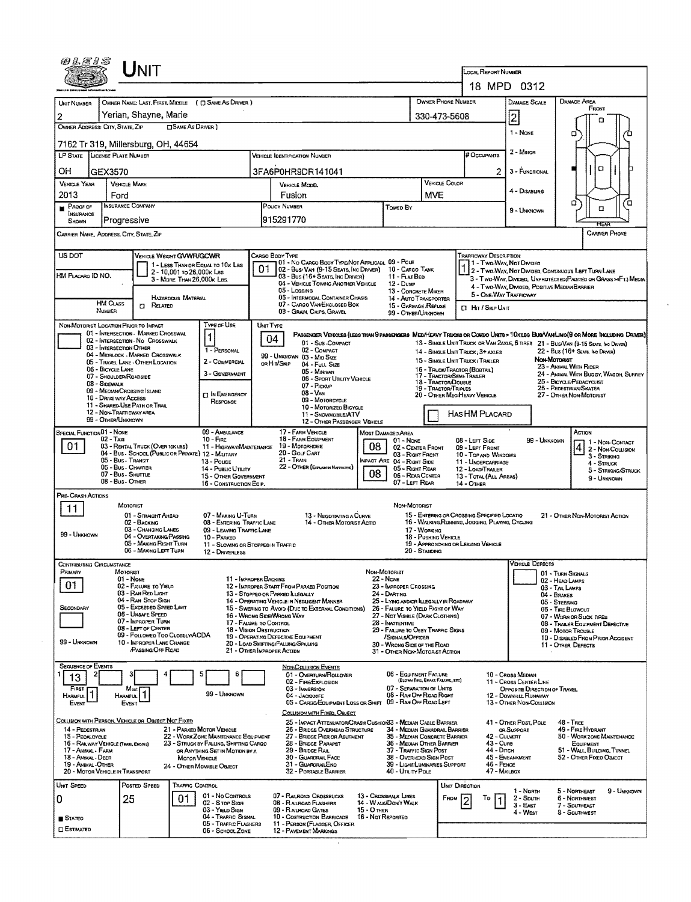# UNIT

**LOCAL REPORT NUMBER:** 18 MPD 0312

| Field | Value |
|---|---|
| Unit Number | 2 |
| Owner Name: Last, First, Middle (☐ Same As Driver) | Yerian, Shayne, Marie |
| Owner Phone Number | 330-473-5608 |
| Owner Address: City, State, Zip (☐ Same As Driver) | 7162 Tr 319, Millersburg, OH, 44654 |
| LP State | OH |
| License Plate Number | GEX3570 |
| Vehicle Identification Number | 3FA6P0HR9DR141041 |
| # Occupants | 2 |
| Vehicle Year | 2013 |
| Vehicle Make | Ford |
| Vehicle Model | Fusion |
| Vehicle Color | MVE |
| Proof of Insurance Shown | ■ |
| Insurance Company | Progressive |
| Policy Number | 915291770 |
| Towed By | |
| Carrier Name, Address, City, State, Zip | |
| Carrier Phone | |

**DAMAGE SCALE:** 2

1 - None
2 - Minor
3 - Functional
4 - Disabling
9 - Unknown

**DAMAGE AREA:** Front / Rear

| Field | Value |
|---|---|
| US DOT | |
| HM Placard ID No. | |
| HM Class Number | |
| Vehicle Weight GVWR/GCWR | 1 - Less Than or Equal to 10k Lbs; 2 - 10,001 to 26,000k Lbs; 3 - More Than 26,000k Lbs |
| Hazardous Material | ☐ Related |
| Cargo Body Type | 01 |
| Trafficway Description | 1 |

**Cargo Body Type:** 01 - No Cargo Body Type/Not Applicabl; 02 - Bus/Van (9-15 Seats, Inc Driver); 03 - Bus (16+ Seats, Inc Driver); 04 - Vehicle Towing Another Vehicle; 05 - Logging; 06 - Intermodal Container Chasis; 07 - Cargo Van/Enclosed Box; 08 - Grain, Chips, Gravel; 09 - Pole; 10 - Cargo Tank; 11 - Flat Bed; 12 - Dump; 13 - Concrete Mixer; 14 - Auto Transporter; 15 - Garbage /Refuse; 99 - Other/Unknown

**Trafficway Description:** 1 - Two-Way, Not Divided; 2 - Two-Way, Not Divided, Continuous Left Turn Lane; 3 - Two-Way, Divided, Unprotected(Painted or Grass >4Ft.) Media; 4 - Two-Way, Divided, Positive Median Barrier; 5 - One-Way Trafficway; ☐ Hit / Skip Unit

**Non-Motorist Location Prior to Impact:** 01 - Intersection - Marked Crosswal; 02 - Intersection - No Crosswalk; 03 - Intersection Other; 04 - Midblock - Marked Crosswalk; 05 - Travel Lane - Other Location; 06 - Bicycle Lane; 07 - Shoulder/Roadside; 08 - Sidewalk; 09 - Median/Crossing Island; 10 - Drive way Access; 11 - Shared-Use Path or Trail; 12 - Non-Trafficway Area; 99 - Other/Unknown

**Type of Use:** 1 — 1 - Personal; 2 - Commercial; 3 - Government; ☐ In Emergency Response

**Unit Type:** 04

Passenger Vehicles (less than 9 passengers): 01 - Sub-Compact; 02 - Compact; 99 - Unknown 03 - Mid Size or Hit/Skip; 04 - Full Size; 05 - Minivan; 06 - Sport Utility Vehicle; 07 - Pickup; 08 - Van; 09 - Motorcycle; 10 - Motorized Bicycle; 11 - Snowmobile/ATV; 12 - Other Passenger Vehicle

Med/Heavy Trucks or Combo Units > 10k lbs Bus/Van/Limo(9 or More Including Driver): 13 - Single Unit Truck or Van 2axle, 6 Tires; 14 - Single Unit Truck; 3+ Axles; 15 - Single Unit Truck / Trailer; 16 - Truck/Tractor (Bobtail); 17 - Tractor/Semi-Trailer; 18 - Tractor/Double; 19 - Tractor/Triples; 20 - Other Med/Heavy Vehicle; 21 - Bus/Van (9-15 Seats, Inc Driver); 22 - Bus (16+ Seats, Inc Driver)

Non-Motorist: 23 - Animal With Rider; 24 - Animal With Buggy, Wagon, Surrey; 25 - Bicycle/Pedacyclist; 26 - Pedestrian/Skater; 27 - Other Non-Motorist

☐ Has HM Placard

**Special Function:** 01

01 - None; 02 - Taxi; 03 - Rental Truck (Over 10k lbs); 04 - Bus - School (Public or Private); 05 - Bus - Transit; 06 - Bus - Charter; 07 - Bus - Shuttle; 08 - Bus - Other; 09 - Ambulance; 10 - Fire; 11 - Highway/Maintenance; 12 - Military; 13 - Police; 14 - Public Utility; 15 - Other Government; 16 - Construction Eqip.; 17 - Farm Vehicle; 18 - Farm Equipment; 19 - Motorhome; 20 - Golf Cart; 21 - Train; 22 - Other (Explain in Narrative)

**Most Damaged Area:** 08
**Impact Are:** 08

01 - None; 02 - Center Front; 03 - Right Front; 04 - Right Side; 05 - Right Rear; 06 - Rear Center; 07 - Left Rear; 08 - Left Side; 09 - Left Front; 10 - Top and Windows; 11 - Undercarriage; 12 - Load/Trailer; 13 - Total (All Areas); 14 - Other; 99 - Unknown

**Action:** 4

1 - Non-Contact; 2 - Non-Collision; 3 - Striking; 4 - Struck; 5 - Striking/Struck; 9 - Unknown

**Pre-Crash Actions:** 11

Motorist: 01 - Straight Ahead; 02 - Backing; 03 - Changing Lanes; 04 - Overtaking/Passing; 05 - Making Right Turn; 06 - Making Left Turn; 07 - Making U-Turn; 08 - Entering Traffic Lane; 09 - Leaving Traffic Lane; 10 - Parked; 11 - Slowing or Stopped in Traffic; 12 - Driverless; 13 - Negotiating a Curve; 14 - Other Motorist Actio; 99 - Unknown

Non-Motorist: 15 - Entering or Crossing Specified Locatio; 16 - Walking,Running, Jogging, Playing, Cycling; 17 - Working; 18 - Pushing Vehicle; 19 - Approaching or Leaving Vehicle; 20 - Standing; 21 - Other Non-Motorist Action

**Contributing Circumstance**

Primary: 01
Secondary:

Motorist: 01 - None; 02 - Failure to Yield; 03 - Ran Red Light; 04 - Ran Stop Sign; 05 - Exceeded Speed Limit; 06 - Unsafe Speed; 07 - Improper Turn; 08 - Left of Center; 09 - Followed Too Closely/ACDA; 10 - Improper Lane Change /Passing/Off Road; 11 - Improper Backing; 12 - Improper Start From Parked Position; 13 - Stopped or Parked Illegally; 14 - Operating Vehicle in Negligent Manner; 15 - Swering to Avoid (Due to External Conditions); 16 - Wrong Side/Wrong Way; 17 - Failure to Control; 18 - Vision Obstruction; 19 - Operating Defective Equipment; 20 - Load Shifting/Falling/Spilling; 21 - Other Improper Action; 99 - Unknown

Non-Motorist: 22 - None; 23 - Improper Crossing; 24 - Darting; 25 - Lying and/or Illegally in Roadway; 26 - Failure to Yield Right of Way; 27 - Not Visible (Dark Clothing); 28 - Inattentive; 29 - Failure to Obey Traffic Signs /Signals/Officer; 30 - Wrong Side of the Road; 31 - Other Non-Motorist Action

**Vehicle Defects:** 01 - Turn Signals; 02 - Head Lamps; 03 - Tail Lamps; 04 - Brakes; 05 - Steering; 06 - Tire Blowout; 07 - Worn or Slick Tires; 08 - Trailer Equipment Defective; 09 - Motor Trouble; 10 - Disabled From Prior Accident; 11 - Other Defects

**Sequence of Events**

| 1 | 2 | 3 | 4 | 5 | 6 |
|---|---|---|---|---|---|
| 13 | | | | | |

First Harmful Event: 1
Most Harmful Event: 1
99 - Unknown

Non-Collision Events: 01 - Overturn/Rollover; 02 - Fire/Explosion; 03 - Immersion; 04 - Jackknife; 05 - Cargo/Equipment Loss or Shift; 06 - Equipment Failure (Blown Tire, Brake Failure, etc); 07 - Separation of Units; 08 - Ran Off Road Right; 09 - Ran Off Road Left; 10 - Cross Median; 11 - Cross Center Line Opposite Direction of Travel; 12 - Downhill Runaway; 13 - Other Non-Collision

Collision with Person, Vehicle or Object Not Fixed: 14 - Pedestrian; 15 - Pedalcycle; 16 - Railway Vehicle (Train, Engine); 17 - Animal - Farm; 18 - Animal - Deer; 19 - Animal -Other; 20 - Motor Vehicle in Transport; 21 - Parked Motor Vehicle; 22 - Work Zone Maintenance Equipment; 23 - Struck by Falling, Shifting Cargo or Anything Set in Motion by a Motor Vehicle; 24 - Other Movable Object

Collision with Fixed, Object: 25 - Impact Attenuator/Crash Cushion; 26 - Bridge Overhead Structure; 27 - Bridge Pier or Abutment; 28 - Bridge Parapet; 29 - Bridge Rail; 30 - Guardrail Face; 31 - Guardrail End; 32 - Portable Barrier; 33 - Median Cable Barrier; 34 - Median Guardrail Barrier; 35 - Median Concrete Barrier; 36 - Median Other Barrier; 37 - Traffic Sign Post; 38 - Overhead Sign Post; 39 - Light/Luminaries Support; 40 - Utility Pole; 41 - Other Post, Pole or Support; 42 - Culvert; 43 - Curb; 44 - Ditch; 45 - Embankment; 46 - Fence; 47 - Mailbox; 48 - Tree; 49 - Fire Hydrant; 50 - Work Zone Maintenance Equipment; 51 - Wall, Building, Tunnel; 52 - Other Fixed Object

| Unit Speed | Posted Speed | Traffic Control | Unit Direction From | Unit Direction To |
|---|---|---|---|---|
| 0 | 25 | 01 | 2 | 1 |

■ Stated
☐ Estimated

Traffic Control: 01 - No Controls; 02 - Stop Sign; 03 - Yield Sign; 04 - Traffic Signal; 05 - Traffic Flashers; 06 - School Zone; 07 - Railroad Crossbucks; 08 - Railroad Flashers; 09 - Railroad Gates; 10 - Costruction Barricade; 11 - Person (Flagger, Officer; 12 - Pavement Markings; 13 - Crosswalk Lines; 14 - Walk/Don't Walk; 15 - Other; 16 - Not Reported

Unit Direction: 1 - North; 2 - South; 3 - East; 4 - West; 5 - Northeast; 6 - Northwest; 7 - Southeast; 8 - Southwest; 9 - Unknown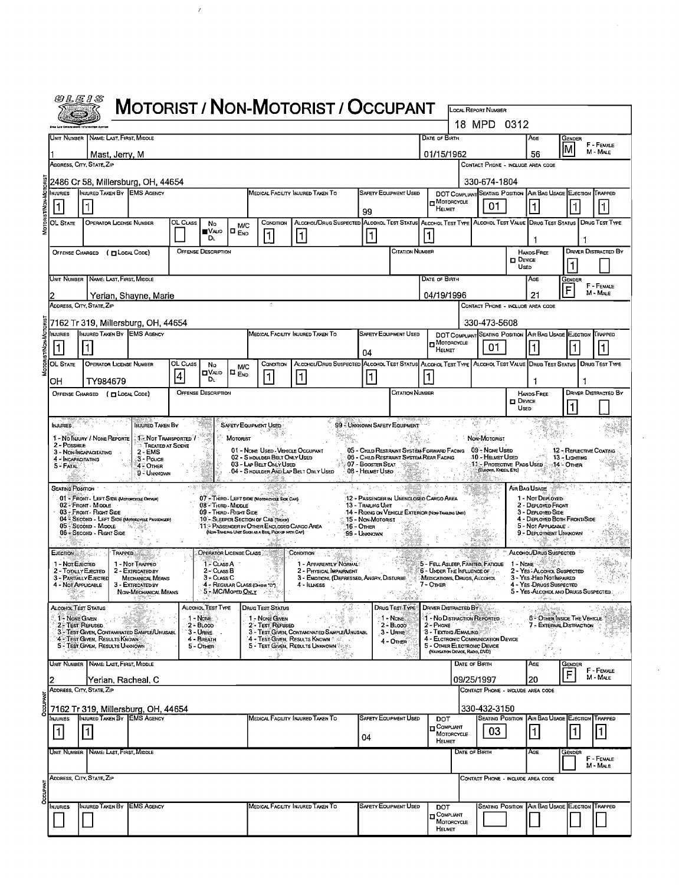# MOTORIST / NON-MOTORIST / OCCUPANT

OLEIS

LOCAL REPORT NUMBER: 18 MPD 0312

## Motorist/Non-Motorist

| UNIT NUMBER | NAME: LAST, FIRST, MIDDLE | DATE OF BIRTH | AGE | GENDER |
|---|---|---|---|---|
| 1 | Mast, Jerry, M | 01/15/1962 | 56 | M |

ADDRESS, CITY, STATE, ZIP: 2486 Cr 58, Millersburg, OH, 44654
CONTACT PHONE - INCLUDE AREA CODE: 330-674-1804

| INJURIES | INJURED TAKEN BY | EMS AGENCY | MEDICAL FACILITY INJURED TAKEN TO | SAFETY EQUIPMENT USED | DOT COMPLIANT MOTORCYCLE HELMET | SEATING POSITION | AIR BAG USAGE | EJECTION | TRAPPED |
|---|---|---|---|---|---|---|---|---|---|
| 1 | 1 | | | 99 | | 01 | 1 | 1 | 1 |

| OL STATE | OPERATOR LICENSE NUMBER | OL CLASS | NO VALID DL | M/C END | CONDITION | ALCOHOL/DRUG SUSPECTED | ALCOHOL TEST STATUS | ALCOHOL TEST TYPE | ALCOHOL TEST VALUE | DRUG TEST STATUS | DRUG TEST TYPE |
|---|---|---|---|---|---|---|---|---|---|---|---|
| | | | ■ | | 1 | 1 | 1 | 1 | | 1 | 1 |

| OFFENSE CHARGED (LOCAL CODE) | OFFENSE DESCRIPTION | CITATION NUMBER | HANDS-FREE DEVICE USED | DRIVER DISTRACTED BY |
|---|---|---|---|---|
| | | | | 1 |

| UNIT NUMBER | NAME: LAST, FIRST, MIDDLE | DATE OF BIRTH | AGE | GENDER |
|---|---|---|---|---|
| 2 | Yerian, Shayne, Marie | 04/19/1996 | 21 | F |

ADDRESS, CITY, STATE, ZIP: 7162 Tr 319, Millersburg, OH, 44654
CONTACT PHONE - INCLUDE AREA CODE: 330-473-5608

| INJURIES | INJURED TAKEN BY | EMS AGENCY | MEDICAL FACILITY INJURED TAKEN TO | SAFETY EQUIPMENT USED | DOT COMPLIANT MOTORCYCLE HELMET | SEATING POSITION | AIR BAG USAGE | EJECTION | TRAPPED |
|---|---|---|---|---|---|---|---|---|---|
| 1 | 1 | | | 04 | | 01 | 1 | 1 | 1 |

| OL STATE | OPERATOR LICENSE NUMBER | OL CLASS | NO VALID DL | M/C END | CONDITION | ALCOHOL/DRUG SUSPECTED | ALCOHOL TEST STATUS | ALCOHOL TEST TYPE | ALCOHOL TEST VALUE | DRUG TEST STATUS | DRUG TEST TYPE |
|---|---|---|---|---|---|---|---|---|---|---|---|
| OH | TY984679 | 4 | | | 1 | 1 | 1 | 1 | | 1 | 1 |

| OFFENSE CHARGED (LOCAL CODE) | OFFENSE DESCRIPTION | CITATION NUMBER | HANDS-FREE DEVICE USED | DRIVER DISTRACTED BY |
|---|---|---|---|---|
| | | | | 1 |

## Codes

**INJURIES:** 1 - No Injury / None Reported; 2 - Possible; 3 - Non-Incapacitating; 4 - Incapacitating; 5 - Fatal

**INJURED TAKEN BY:** 1 - Not Transported / Treated at Scene; 2 - EMS; 3 - Police; 4 - Other; 9 - Unknown

**SAFETY EQUIPMENT USED:**
- Motorist: 01 - None Used - Vehicle Occupant; 02 - Shoulder Belt Only Used; 03 - Lap Belt Only Used; 04 - Shoulder And Lap Belt Only Used; 05 - Child Restraint System-Forward Facing; 06 - Child Restraint System-Rear Facing; 07 - Booster Seat; 08 - Helmet Used
- 99 - Unknown Safety Equipment
- Non-Motorist: 09 - None Used; 10 - Helmet Used; 11 - Protective Pads Used (Elbows, Knees, Etc); 12 - Reflective Coating; 13 - Lighting; 14 - Other

**SEATING POSITION:** 01 - Front - Left Side (Motorcycle Driver); 02 - Front - Middle; 03 - Front - Right Side; 04 - Second - Left Side (Motorcycle Passenger); 05 - Second - Middle; 06 - Second - Right Side; 07 - Third - Left Side (Motorcycle Side Car); 08 - Third - Middle; 09 - Third - Right Side; 10 - Sleeper Section of Cab (Truck); 11 - Passenger in Other Enclosed Cargo Area (Non-Trailing Unit Such as a Bus, Pick-up with Cap); 12 - Passenger in Unenclosed Cargo Area; 13 - Trailing Unit; 14 - Riding on Vehicle Exterior (Non-Trailing Unit); 15 - Non-Motorist; 16 - Other; 99 - Unknown

**AIR BAG USAGE:** 1 - Not Deployed; 2 - Deployed Front; 3 - Deployed Side; 4 - Deployed Both Front/Side; 5 - Not Applicable; 9 - Deployment Unknown

**EJECTION:** 1 - Not Ejected; 2 - Totally Ejected; 3 - Partially Ejected; 4 - Not Applicable

**TRAPPED:** 1 - Not Trapped; 2 - Extricated by Mechanical Means; 3 - Extricated by Non-Mechanical Means

**OPERATOR LICENSE CLASS:** 1 - Class A; 2 - Class B; 3 - Class C; 4 - Regular Class (Ohio = "D"); 5 - MC/Moped Only

**CONDITION:** 1 - Apparently Normal; 2 - Physical Impairment; 3 - Emotional (Depressed, Angry, Disturbed); 4 - Illness; 5 - Fell Asleep, Fainted, Fatigue; 6 - Under The Influence of Medications, Drugs, Alcohol; 7 - Other

**ALCOHOL/DRUG SUSPECTED:** 1 - None; 2 - Yes - Alcohol Suspected; 3 - Yes - HBD Not Impaired; 4 - Yes - Drugs Suspected; 5 - Yes - Alcohol and Drugs Suspected

**ALCOHOL TEST STATUS:** 1 - None Given; 2 - Test Refused; 3 - Test Given, Contaminated Sample/Unusable; 4 - Test Given, Results Known; 5 - Test Given, Results Unknown

**ALCOHOL TEST TYPE:** 1 - None; 2 - Blood; 3 - Urine; 4 - Breath; 5 - Other

**DRUG TEST STATUS:** 1 - None Given; 2 - Test Refused; 3 - Test Given, Contaminated Sample/Unusable; 4 - Test Given, Results Known; 5 - Test Given, Results Unknown

**DRUG TEST TYPE:** 1 - None; 2 - Blood; 3 - Urine; 4 - Other

**DRIVER DISTRACTED BY:** 1 - No Distraction Reported; 2 - Phone; 3 - Texting / Emailing; 4 - Electronic Communication Device; 5 - Other Electronic Device (Navigation Device, Radio, DVD); 6 - Other Inside The Vehicle; 7 - External Distraction

## Occupant

| UNIT NUMBER | NAME: LAST, FIRST, MIDDLE | DATE OF BIRTH | AGE | GENDER |
|---|---|---|---|---|
| 2 | Yerian, Racheal, C | 09/25/1997 | 20 | F |

ADDRESS, CITY, STATE, ZIP: 7162 Tr 319, Millersburg, OH, 44654
CONTACT PHONE - INCLUDE AREA CODE: 330-432-3150

| INJURIES | INJURED TAKEN BY | EMS AGENCY | MEDICAL FACILITY INJURED TAKEN TO | SAFETY EQUIPMENT USED | DOT COMPLIANT MOTORCYCLE HELMET | SEATING POSITION | AIR BAG USAGE | EJECTION | TRAPPED |
|---|---|---|---|---|---|---|---|---|---|
| 1 | 1 | | | 04 | | 03 | 1 | 1 | 1 |

| UNIT NUMBER | NAME: LAST, FIRST, MIDDLE | DATE OF BIRTH | AGE | GENDER |
|---|---|---|---|---|
| | | | | |

ADDRESS, CITY, STATE, ZIP:
CONTACT PHONE - INCLUDE AREA CODE:

| INJURIES | INJURED TAKEN BY | EMS AGENCY | MEDICAL FACILITY INJURED TAKEN TO | SAFETY EQUIPMENT USED | DOT COMPLIANT MOTORCYCLE HELMET | SEATING POSITION | AIR BAG USAGE | EJECTION | TRAPPED |
|---|---|---|---|---|---|---|---|---|---|
| | | | | | | | | | |